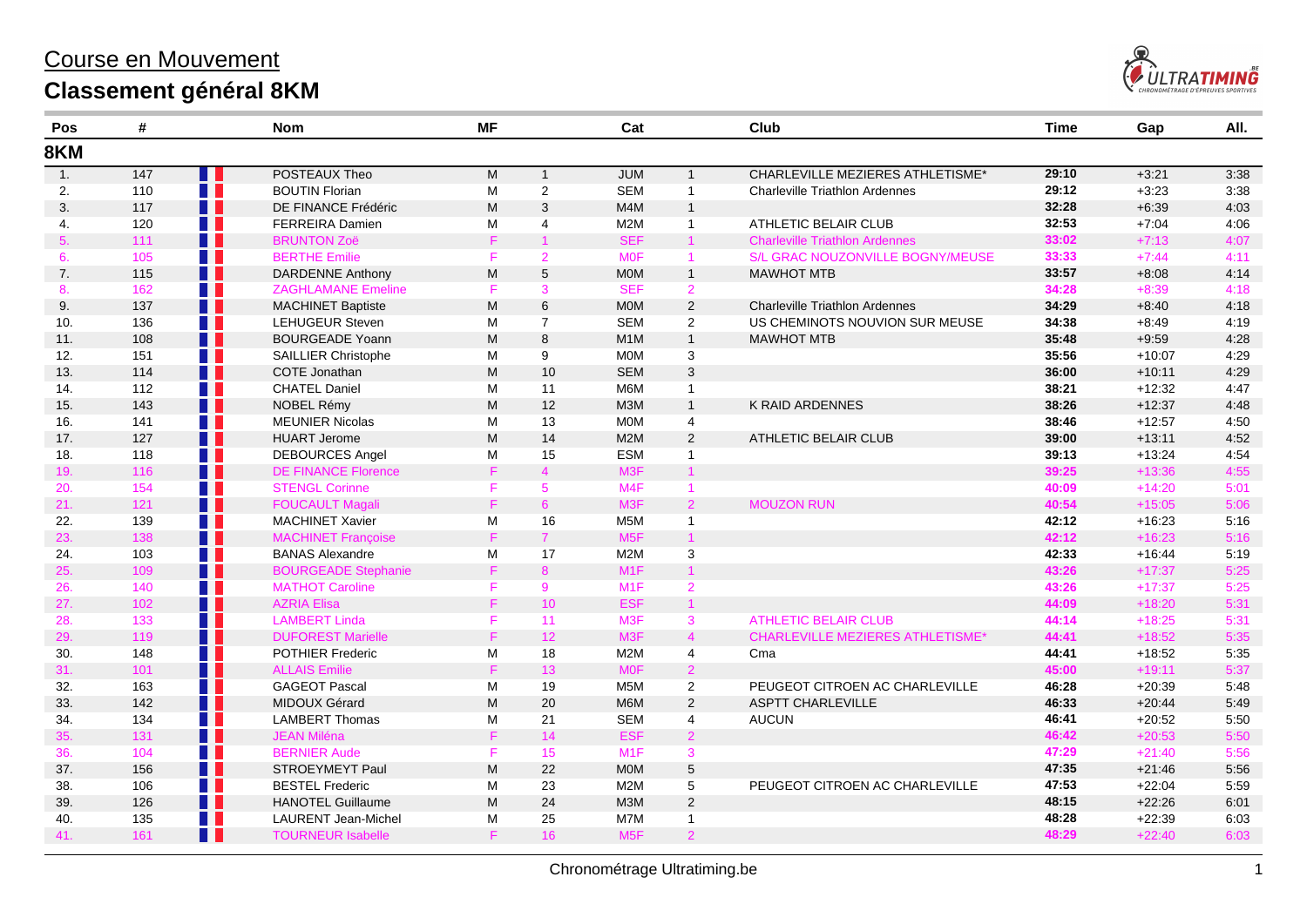# Course en Mouvement

## Classement général 8KM

| Pos | # | | Nom | MF | | Cat | | Club | Time | Gap | All. |
|---|---|---|---|---|---|---|---|---|---|---|---|
| **8KM** | | | | | | | | | | | |
| 1. | 147 | | POSTEAUX Theo | M | 1 | JUM | 1 | CHARLEVILLE MEZIERES ATHLETISME* | **29:10** | +3:21 | 3:38 |
| 2. | 110 | | BOUTIN Florian | M | 2 | SEM | 1 | Charleville Triathlon Ardennes | **29:12** | +3:23 | 3:38 |
| 3. | 117 | | DE FINANCE Frédéric | M | 3 | M4M | 1 | | **32:28** | +6:39 | 4:03 |
| 4. | 120 | | FERREIRA Damien | M | 4 | M2M | 1 | ATHLETIC BELAIR CLUB | **32:53** | +7:04 | 4:06 |
| 5. | 111 | | BRUNTON Zoë | F | 1 | SEF | 1 | Charleville Triathlon Ardennes | **33:02** | +7:13 | 4:07 |
| 6. | 105 | | BERTHE Emilie | F | 2 | M0F | 1 | S/L GRAC NOUZONVILLE BOGNY/MEUSE | **33:33** | +7:44 | 4:11 |
| 7. | 115 | | DARDENNE Anthony | M | 5 | M0M | 1 | MAWHOT MTB | **33:57** | +8:08 | 4:14 |
| 8. | 162 | | ZAGHLAMANE Emeline | F | 3 | SEF | 2 | | **34:28** | +8:39 | 4:18 |
| 9. | 137 | | MACHINET Baptiste | M | 6 | M0M | 2 | Charleville Triathlon Ardennes | **34:29** | +8:40 | 4:18 |
| 10. | 136 | | LEHUGEUR Steven | M | 7 | SEM | 2 | US CHEMINOTS NOUVION SUR MEUSE | **34:38** | +8:49 | 4:19 |
| 11. | 108 | | BOURGEADE Yoann | M | 8 | M1M | 1 | MAWHOT MTB | **35:48** | +9:59 | 4:28 |
| 12. | 151 | | SAILLIER Christophe | M | 9 | M0M | 3 | | **35:56** | +10:07 | 4:29 |
| 13. | 114 | | COTE Jonathan | M | 10 | SEM | 3 | | **36:00** | +10:11 | 4:29 |
| 14. | 112 | | CHATEL Daniel | M | 11 | M6M | 1 | | **38:21** | +12:32 | 4:47 |
| 15. | 143 | | NOBEL Rémy | M | 12 | M3M | 1 | K RAID ARDENNES | **38:26** | +12:37 | 4:48 |
| 16. | 141 | | MEUNIER Nicolas | M | 13 | M0M | 4 | | **38:46** | +12:57 | 4:50 |
| 17. | 127 | | HUART Jerome | M | 14 | M2M | 2 | ATHLETIC BELAIR CLUB | **39:00** | +13:11 | 4:52 |
| 18. | 118 | | DEBOURCES Angel | M | 15 | ESM | 1 | | **39:13** | +13:24 | 4:54 |
| 19. | 116 | | DE FINANCE Florence | F | 4 | M3F | 1 | | **39:25** | +13:36 | 4:55 |
| 20. | 154 | | STENGL Corinne | F | 5 | M4F | 1 | | **40:09** | +14:20 | 5:01 |
| 21. | 121 | | FOUCAULT Magali | F | 6 | M3F | 2 | MOUZON RUN | **40:54** | +15:05 | 5:06 |
| 22. | 139 | | MACHINET Xavier | M | 16 | M5M | 1 | | **42:12** | +16:23 | 5:16 |
| 23. | 138 | | MACHINET Françoise | F | 7 | M5F | 1 | | **42:12** | +16:23 | 5:16 |
| 24. | 103 | | BANAS Alexandre | M | 17 | M2M | 3 | | **42:33** | +16:44 | 5:19 |
| 25. | 109 | | BOURGEADE Stephanie | F | 8 | M1F | 1 | | **43:26** | +17:37 | 5:25 |
| 26. | 140 | | MATHOT Caroline | F | 9 | M1F | 2 | | **43:26** | +17:37 | 5:25 |
| 27. | 102 | | AZRIA Elisa | F | 10 | ESF | 1 | | **44:09** | +18:20 | 5:31 |
| 28. | 133 | | LAMBERT Linda | F | 11 | M3F | 3 | ATHLETIC BELAIR CLUB | **44:14** | +18:25 | 5:31 |
| 29. | 119 | | DUFOREST Marielle | F | 12 | M3F | 4 | CHARLEVILLE MEZIERES ATHLETISME* | **44:41** | +18:52 | 5:35 |
| 30. | 148 | | POTHIER Frederic | M | 18 | M2M | 4 | Cma | **44:41** | +18:52 | 5:35 |
| 31. | 101 | | ALLAIS Emilie | F | 13 | M0F | 2 | | **45:00** | +19:11 | 5:37 |
| 32. | 163 | | GAGEOT Pascal | M | 19 | M5M | 2 | PEUGEOT CITROEN AC CHARLEVILLE | **46:28** | +20:39 | 5:48 |
| 33. | 142 | | MIDOUX Gérard | M | 20 | M6M | 2 | ASPTT CHARLEVILLE | **46:33** | +20:44 | 5:49 |
| 34. | 134 | | LAMBERT Thomas | M | 21 | SEM | 4 | AUCUN | **46:41** | +20:52 | 5:50 |
| 35. | 131 | | JEAN Miléna | F | 14 | ESF | 2 | | **46:42** | +20:53 | 5:50 |
| 36. | 104 | | BERNIER Aude | F | 15 | M1F | 3 | | **47:29** | +21:40 | 5:56 |
| 37. | 156 | | STROEYMEYT Paul | M | 22 | M0M | 5 | | **47:35** | +21:46 | 5:56 |
| 38. | 106 | | BESTEL Frederic | M | 23 | M2M | 5 | PEUGEOT CITROEN AC CHARLEVILLE | **47:53** | +22:04 | 5:59 |
| 39. | 126 | | HANOTEL Guillaume | M | 24 | M3M | 2 | | **48:15** | +22:26 | 6:01 |
| 40. | 135 | | LAURENT Jean-Michel | M | 25 | M7M | 1 | | **48:28** | +22:39 | 6:03 |
| 41. | 161 | | TOURNEUR Isabelle | F | 16 | M5F | 2 | | **48:29** | +22:40 | 6:03 |

Chronométrage Ultratiming.be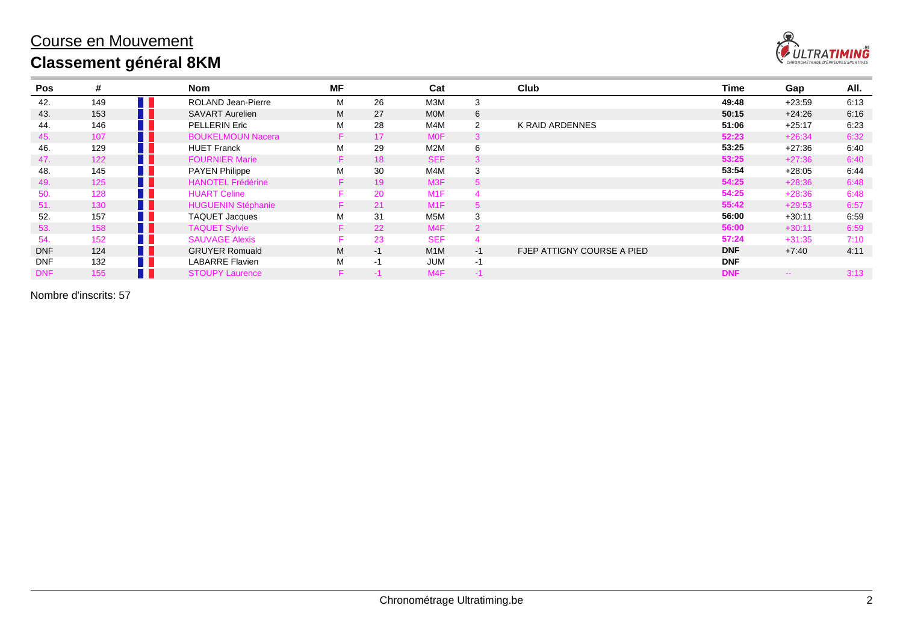# Course en Mouvement

## Classement général 8KM

| Pos | # | | Nom | MF | | Cat | | Club | Time | Gap | All. |
|---|---|---|---|---|---|---|---|---|---|---|---|
| 42. | 149 | | ROLAND Jean-Pierre | M | 26 | M3M | 3 | | **49:48** | +23:59 | 6:13 |
| 43. | 153 | | SAVART Aurelien | M | 27 | M0M | 6 | | **50:15** | +24:26 | 6:16 |
| 44. | 146 | | PELLERIN Eric | M | 28 | M4M | 2 | K RAID ARDENNES | **51:06** | +25:17 | 6:23 |
| 45. | 107 | | BOUKELMOUN Nacera | F | 17 | M0F | 3 | | **52:23** | +26:34 | 6:32 |
| 46. | 129 | | HUET Franck | M | 29 | M2M | 6 | | **53:25** | +27:36 | 6:40 |
| 47. | 122 | | FOURNIER Marie | F | 18 | SEF | 3 | | **53:25** | +27:36 | 6:40 |
| 48. | 145 | | PAYEN Philippe | M | 30 | M4M | 3 | | **53:54** | +28:05 | 6:44 |
| 49. | 125 | | HANOTEL Frédérine | F | 19 | M3F | 5 | | **54:25** | +28:36 | 6:48 |
| 50. | 128 | | HUART Celine | F | 20 | M1F | 4 | | **54:25** | +28:36 | 6:48 |
| 51. | 130 | | HUGUENIN Stéphanie | F | 21 | M1F | 5 | | **55:42** | +29:53 | 6:57 |
| 52. | 157 | | TAQUET Jacques | M | 31 | M5M | 3 | | **56:00** | +30:11 | 6:59 |
| 53. | 158 | | TAQUET Sylvie | F | 22 | M4F | 2 | | **56:00** | +30:11 | 6:59 |
| 54. | 152 | | SAUVAGE Alexis | F | 23 | SEF | 4 | | **57:24** | +31:35 | 7:10 |
| DNF | 124 | | GRUYER Romuald | M | -1 | M1M | -1 | FJEP ATTIGNY COURSE A PIED | **DNF** | +7:40 | 4:11 |
| DNF | 132 | | LABARRE Flavien | M | -1 | JUM | -1 | | **DNF** | | |
| DNF | 155 | | STOUPY Laurence | F | -1 | M4F | -1 | | **DNF** | -- | 3:13 |

Nombre d'inscrits: 57